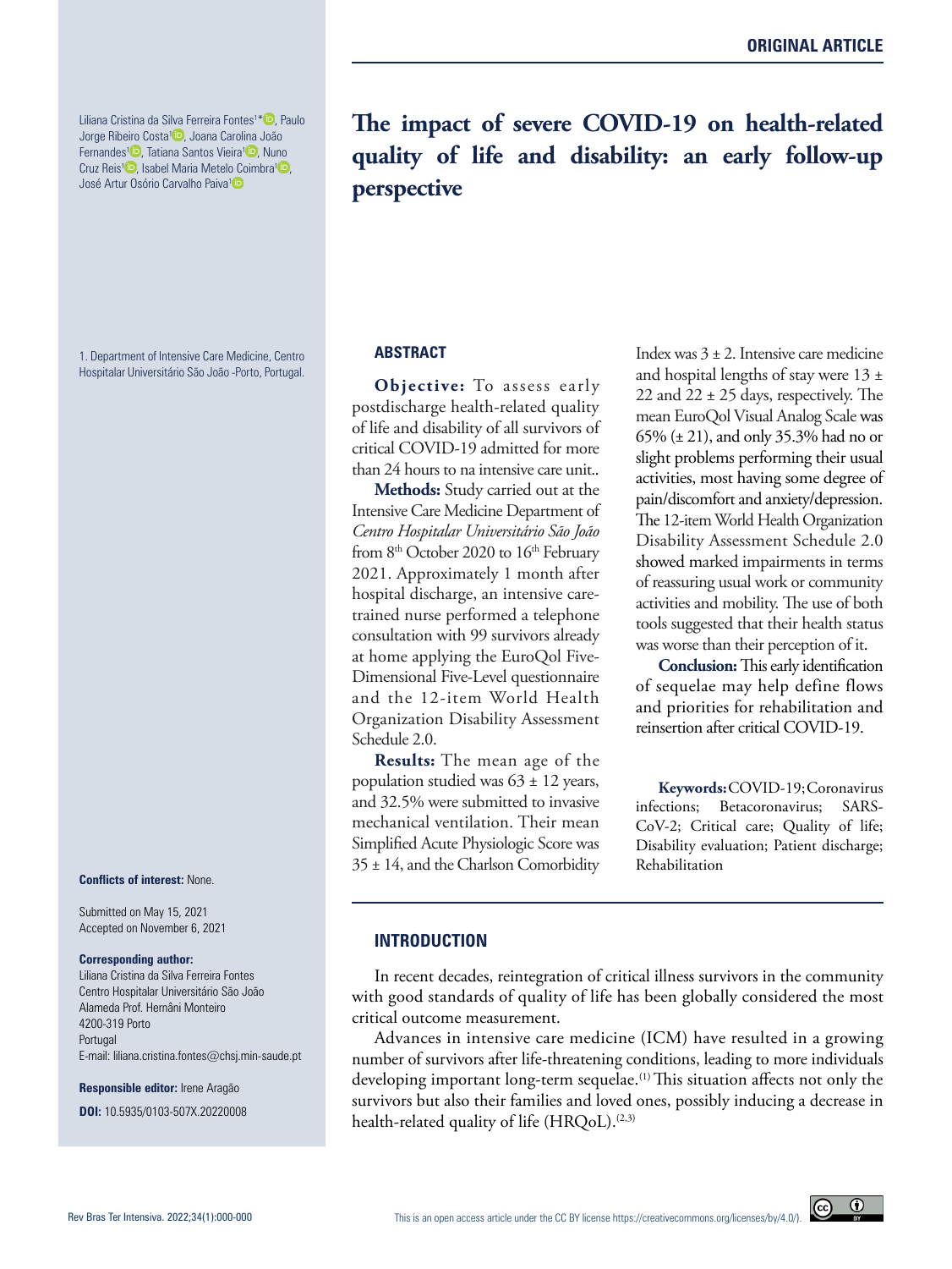ORIGINAL ARTICLE

Liliana Cristina da Silva Ferreira Fontes[1]*, Paulo Jorge Ribeiro Costa[1], Joana Carolina João Fernandes[1], Tatiana Santos Vieira[1], Nuno Cruz Reis[1], Isabel Maria Metelo Coimbra[1], José Artur Osório Carvalho Paiva[1]

# The impact of severe COVID-19 on health-related quality of life and disability: an early follow-up perspective

1. Department of Intensive Care Medicine, Centro Hospitalar Universitário São João -Porto, Portugal.

## ABSTRACT

**Objective:** To assess early postdischarge health-related quality of life and disability of all survivors of critical COVID-19 admitted for more than 24 hours to na intensive care unit..

**Methods:** Study carried out at the Intensive Care Medicine Department of *Centro Hospitalar Universitário São João* from 8th October 2020 to 16th February 2021. Approximately 1 month after hospital discharge, an intensive care-trained nurse performed a telephone consultation with 99 survivors already at home applying the EuroQol Five-Dimensional Five-Level questionnaire and the 12-item World Health Organization Disability Assessment Schedule 2.0.

**Results:** The mean age of the population studied was 63 ± 12 years, and 32.5% were submitted to invasive mechanical ventilation. Their mean Simplified Acute Physiologic Score was 35 ± 14, and the Charlson Comorbidity Index was 3 ± 2. Intensive care medicine and hospital lengths of stay were 13 ± 22 and 22 ± 25 days, respectively. The mean EuroQol Visual Analog Scale was 65% (± 21), and only 35.3% had no or slight problems performing their usual activities, most having some degree of pain/discomfort and anxiety/depression. The 12-item World Health Organization Disability Assessment Schedule 2.0 showed marked impairments in terms of reassuring usual work or community activities and mobility. The use of both tools suggested that their health status was worse than their perception of it.

**Conclusion:** This early identification of sequelae may help define flows and priorities for rehabilitation and reinsertion after critical COVID-19.

**Keywords:** COVID-19; Coronavirus infections; Betacoronavirus; SARS-CoV-2; Critical care; Quality of life; Disability evaluation; Patient discharge; Rehabilitation

**Conflicts of interest:** None.

Submitted on May 15, 2021
Accepted on November 6, 2021

**Corresponding author:**
Liliana Cristina da Silva Ferreira Fontes
Centro Hospitalar Universitário São João
Alameda Prof. Hernâni Monteiro
4200-319 Porto
Portugal
E-mail: liliana.cristina.fontes@chsj.min-saude.pt

**Responsible editor:** Irene Aragão

**DOI:** 10.5935/0103-507X.20220008

## INTRODUCTION

In recent decades, reintegration of critical illness survivors in the community with good standards of quality of life has been globally considered the most critical outcome measurement.

Advances in intensive care medicine (ICM) have resulted in a growing number of survivors after life-threatening conditions, leading to more individuals developing important long-term sequelae.[1] This situation affects not only the survivors but also their families and loved ones, possibly inducing a decrease in health-related quality of life (HRQoL).[2,3]

This is an open access article under the CC BY license https://creativecommons.org/licenses/by/4.0/).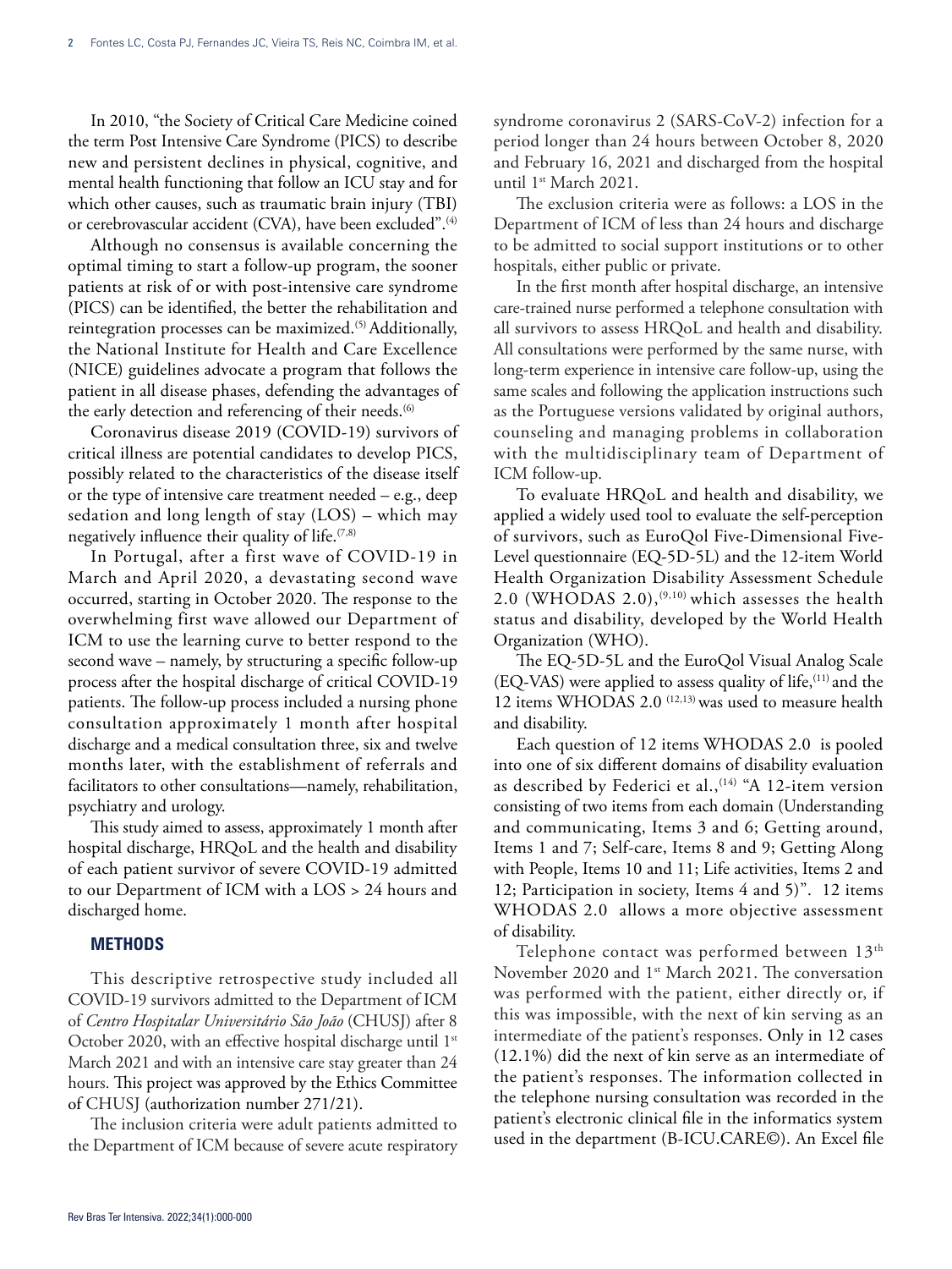In 2010, "the Society of Critical Care Medicine coined the term Post Intensive Care Syndrome (PICS) to describe new and persistent declines in physical, cognitive, and mental health functioning that follow an ICU stay and for which other causes, such as traumatic brain injury (TBI) or cerebrovascular accident (CVA), have been excluded".[4]

Although no consensus is available concerning the optimal timing to start a follow-up program, the sooner patients at risk of or with post-intensive care syndrome (PICS) can be identified, the better the rehabilitation and reintegration processes can be maximized.[5] Additionally, the National Institute for Health and Care Excellence (NICE) guidelines advocate a program that follows the patient in all disease phases, defending the advantages of the early detection and referencing of their needs.[6]

Coronavirus disease 2019 (COVID-19) survivors of critical illness are potential candidates to develop PICS, possibly related to the characteristics of the disease itself or the type of intensive care treatment needed – e.g., deep sedation and long length of stay (LOS) – which may negatively influence their quality of life.[7,8]

In Portugal, after a first wave of COVID-19 in March and April 2020, a devastating second wave occurred, starting in October 2020. The response to the overwhelming first wave allowed our Department of ICM to use the learning curve to better respond to the second wave – namely, by structuring a specific follow-up process after the hospital discharge of critical COVID-19 patients. The follow-up process included a nursing phone consultation approximately 1 month after hospital discharge and a medical consultation three, six and twelve months later, with the establishment of referrals and facilitators to other consultations—namely, rehabilitation, psychiatry and urology.

This study aimed to assess, approximately 1 month after hospital discharge, HRQoL and the health and disability of each patient survivor of severe COVID-19 admitted to our Department of ICM with a LOS > 24 hours and discharged home.

## METHODS

This descriptive retrospective study included all COVID-19 survivors admitted to the Department of ICM of *Centro Hospitalar Universitário São João* (CHUSJ) after 8 October 2020, with an effective hospital discharge until 1st March 2021 and with an intensive care stay greater than 24 hours. This project was approved by the Ethics Committee of CHUSJ (authorization number 271/21).

The inclusion criteria were adult patients admitted to the Department of ICM because of severe acute respiratory syndrome coronavirus 2 (SARS-CoV-2) infection for a period longer than 24 hours between October 8, 2020 and February 16, 2021 and discharged from the hospital until 1st March 2021.

The exclusion criteria were as follows: a LOS in the Department of ICM of less than 24 hours and discharge to be admitted to social support institutions or to other hospitals, either public or private.

In the first month after hospital discharge, an intensive care-trained nurse performed a telephone consultation with all survivors to assess HRQoL and health and disability. All consultations were performed by the same nurse, with long-term experience in intensive care follow-up, using the same scales and following the application instructions such as the Portuguese versions validated by original authors, counseling and managing problems in collaboration with the multidisciplinary team of Department of ICM follow-up.

To evaluate HRQoL and health and disability, we applied a widely used tool to evaluate the self-perception of survivors, such as EuroQol Five-Dimensional Five-Level questionnaire (EQ-5D-5L) and the 12-item World Health Organization Disability Assessment Schedule 2.0 (WHODAS 2.0),[9,10] which assesses the health status and disability, developed by the World Health Organization (WHO).

The EQ-5D-5L and the EuroQol Visual Analog Scale (EQ-VAS) were applied to assess quality of life,[11] and the 12 items WHODAS 2.0 [12,13] was used to measure health and disability.

Each question of 12 items WHODAS 2.0 is pooled into one of six different domains of disability evaluation as described by Federici et al.,[14] "A 12-item version consisting of two items from each domain (Understanding and communicating, Items 3 and 6; Getting around, Items 1 and 7; Self-care, Items 8 and 9; Getting Along with People, Items 10 and 11; Life activities, Items 2 and 12; Participation in society, Items 4 and 5)". 12 items WHODAS 2.0 allows a more objective assessment of disability.

Telephone contact was performed between 13th November 2020 and 1st March 2021. The conversation was performed with the patient, either directly or, if this was impossible, with the next of kin serving as an intermediate of the patient's responses. Only in 12 cases (12.1%) did the next of kin serve as an intermediate of the patient's responses. The information collected in the telephone nursing consultation was recorded in the patient's electronic clinical file in the informatics system used in the department (B-ICU.CARE©). An Excel file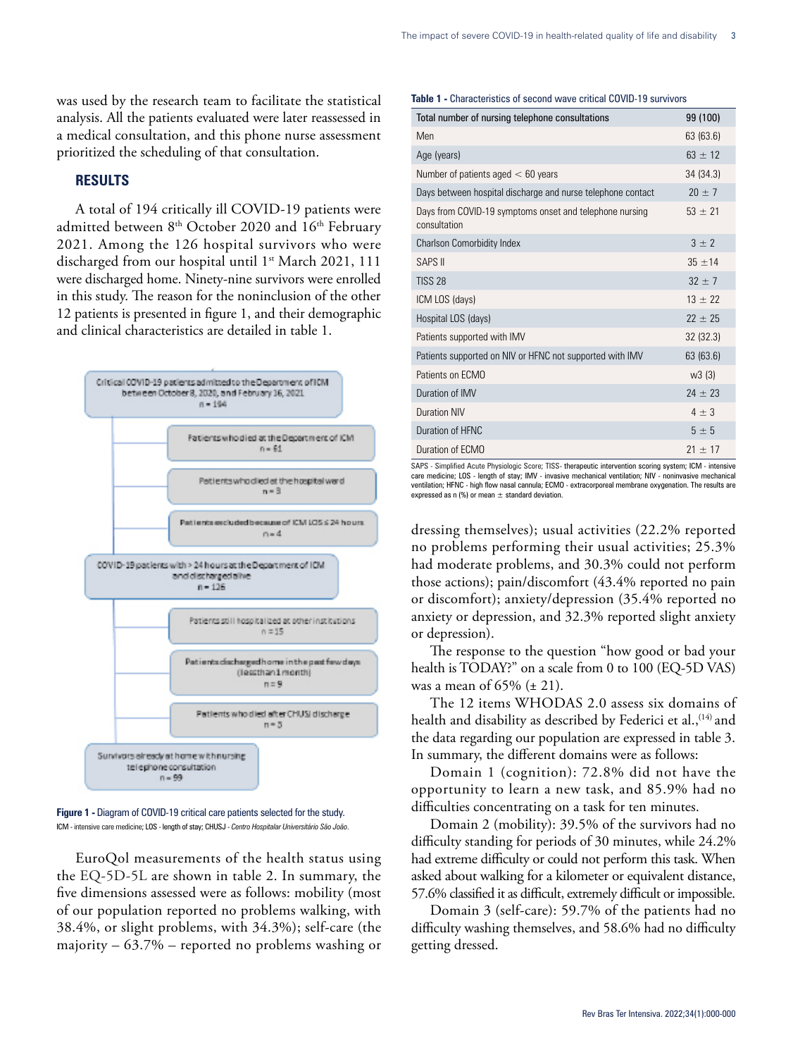was used by the research team to facilitate the statistical analysis. All the patients evaluated were later reassessed in a medical consultation, and this phone nurse assessment prioritized the scheduling of that consultation.

## RESULTS

A total of 194 critically ill COVID-19 patients were admitted between 8th October 2020 and 16th February 2021. Among the 126 hospital survivors who were discharged from our hospital until 1st March 2021, 111 were discharged home. Ninety-nine survivors were enrolled in this study. The reason for the noninclusion of the other 12 patients is presented in figure 1, and their demographic and clinical characteristics are detailed in table 1.

Critical COVID-19 patients admitted to the Department of ICM between October 8, 2020, and February 16, 2021
n = 194

Patients who died at the Department of ICM
n = 61

Patients who died at the hospital ward
n = 3

Patients excluded because of ICM LOS ≤ 24 hours
n = 4

COVID-19 patients with > 24 hours at the Department of ICM and discharged alive
n = 126

Patients still hospitalized at other institutions
n = 15

Patients discharged home in the past few days (less than 1 month)
n = 9

Patients who died after CHUSJ discharge
n = 3

Survivors already at home with nursing telephone consultation
n = 99

**Figure 1 -** Diagram of COVID-19 critical care patients selected for the study.
ICM - intensive care medicine; LOS - length of stay; CHUSJ - *Centro Hospitalar Universitário São João*.

EuroQol measurements of the health status using the EQ-5D-5L are shown in table 2. In summary, the five dimensions assessed were as follows: mobility (most of our population reported no problems walking, with 38.4%, or slight problems, with 34.3%); self-care (the majority – 63.7% – reported no problems washing or dressing themselves); usual activities (22.2% reported no problems performing their usual activities; 25.3% had moderate problems, and 30.3% could not perform those actions); pain/discomfort (43.4% reported no pain or discomfort); anxiety/depression (35.4% reported no anxiety or depression, and 32.3% reported slight anxiety or depression).

The response to the question "how good or bad your health is TODAY?" on a scale from 0 to 100 (EQ-5D VAS) was a mean of 65% (± 21).

The 12 items WHODAS 2.0 assess six domains of health and disability as described by Federici et al.,[14] and the data regarding our population are expressed in table 3. In summary, the different domains were as follows:

Domain 1 (cognition): 72.8% did not have the opportunity to learn a new task, and 85.9% had no difficulties concentrating on a task for ten minutes.

Domain 2 (mobility): 39.5% of the survivors had no difficulty standing for periods of 30 minutes, while 24.2% had extreme difficulty or could not perform this task. When asked about walking for a kilometer or equivalent distance, 57.6% classified it as difficult, extremely difficult or impossible.

Domain 3 (self-care): 59.7% of the patients had no difficulty washing themselves, and 58.6% had no difficulty getting dressed.

**Table 1 -** Characteristics of second wave critical COVID-19 survivors

| | |
|---|---|
| Total number of nursing telephone consultations | 99 (100) |
| Men | 63 (63.6) |
| Age (years) | 63 ± 12 |
| Number of patients aged < 60 years | 34 (34.3) |
| Days between hospital discharge and nurse telephone contact | 20 ± 7 |
| Days from COVID-19 symptoms onset and telephone nursing consultation | 53 ± 21 |
| Charlson Comorbidity Index | 3 ± 2 |
| SAPS II | 35 ±14 |
| TISS 28 | 32 ± 7 |
| ICM LOS (days) | 13 ± 22 |
| Hospital LOS (days) | 22 ± 25 |
| Patients supported with IMV | 32 (32.3) |
| Patients supported on NIV or HFNC not supported with IMV | 63 (63.6) |
| Patients on ECMO | w3 (3) |
| Duration of IMV | 24 ± 23 |
| Duration NIV | 4 ± 3 |
| Duration of HFNC | 5 ± 5 |
| Duration of ECMO | 21 ± 17 |

SAPS - Simplified Acute Physiologic Score; TISS- therapeutic intervention scoring system; ICM - intensive care medicine; LOS - length of stay; IMV - invasive mechanical ventilation; NIV - noninvasive mechanical ventilation; HFNC - high flow nasal cannula; ECMO - extracorporeal membrane oxygenation. The results are expressed as n (%) or mean ± standard deviation.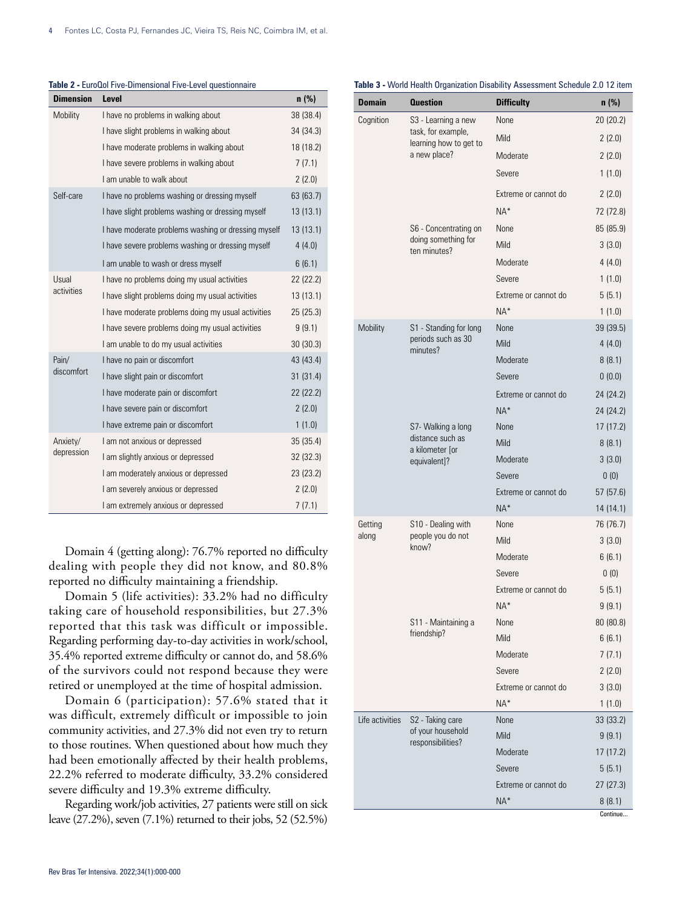**Table 2 -** EuroQol Five-Dimensional Five-Level questionnaire

| Dimension | Level | n (%) |
|---|---|---|
| Mobility | I have no problems in walking about | 38 (38.4) |
| | I have slight problems in walking about | 34 (34.3) |
| | I have moderate problems in walking about | 18 (18.2) |
| | I have severe problems in walking about | 7 (7.1) |
| | I am unable to walk about | 2 (2.0) |
| Self-care | I have no problems washing or dressing myself | 63 (63.7) |
| | I have slight problems washing or dressing myself | 13 (13.1) |
| | I have moderate problems washing or dressing myself | 13 (13.1) |
| | I have severe problems washing or dressing myself | 4 (4.0) |
| | I am unable to wash or dress myself | 6 (6.1) |
| Usual activities | I have no problems doing my usual activities | 22 (22.2) |
| | I have slight problems doing my usual activities | 13 (13.1) |
| | I have moderate problems doing my usual activities | 25 (25.3) |
| | I have severe problems doing my usual activities | 9 (9.1) |
| | I am unable to do my usual activities | 30 (30.3) |
| Pain/ discomfort | I have no pain or discomfort | 43 (43.4) |
| | I have slight pain or discomfort | 31 (31.4) |
| | I have moderate pain or discomfort | 22 (22.2) |
| | I have severe pain or discomfort | 2 (2.0) |
| | I have extreme pain or discomfort | 1 (1.0) |
| Anxiety/ depression | I am not anxious or depressed | 35 (35.4) |
| | I am slightly anxious or depressed | 32 (32.3) |
| | I am moderately anxious or depressed | 23 (23.2) |
| | I am severely anxious or depressed | 2 (2.0) |
| | I am extremely anxious or depressed | 7 (7.1) |

Domain 4 (getting along): 76.7% reported no difficulty dealing with people they did not know, and 80.8% reported no difficulty maintaining a friendship.

Domain 5 (life activities): 33.2% had no difficulty taking care of household responsibilities, but 27.3% reported that this task was difficult or impossible. Regarding performing day-to-day activities in work/school, 35.4% reported extreme difficulty or cannot do, and 58.6% of the survivors could not respond because they were retired or unemployed at the time of hospital admission.

Domain 6 (participation): 57.6% stated that it was difficult, extremely difficult or impossible to join community activities, and 27.3% did not even try to return to those routines. When questioned about how much they had been emotionally affected by their health problems, 22.2% referred to moderate difficulty, 33.2% considered severe difficulty and 19.3% extreme difficulty.

Regarding work/job activities, 27 patients were still on sick leave (27.2%), seven (7.1%) returned to their jobs, 52 (52.5%)

**Table 3 -** World Health Organization Disability Assessment Schedule 2.0 12 item

| Domain | Question | Difficulty | n (%) |
|---|---|---|---|
| Cognition | S3 - Learning a new task, for example, learning how to get to a new place? | None | 20 (20.2) |
| | | Mild | 2 (2.0) |
| | | Moderate | 2 (2.0) |
| | | Severe | 1 (1.0) |
| | | Extreme or cannot do | 2 (2.0) |
| | | NA* | 72 (72.8) |
| | S6 - Concentrating on doing something for ten minutes? | None | 85 (85.9) |
| | | Mild | 3 (3.0) |
| | | Moderate | 4 (4.0) |
| | | Severe | 1 (1.0) |
| | | Extreme or cannot do | 5 (5.1) |
| | | NA* | 1 (1.0) |
| Mobility | S1 - Standing for long periods such as 30 minutes? | None | 39 (39.5) |
| | | Mild | 4 (4.0) |
| | | Moderate | 8 (8.1) |
| | | Severe | 0 (0.0) |
| | | Extreme or cannot do | 24 (24.2) |
| | | NA* | 24 (24.2) |
| | S7- Walking a long distance such as a kilometer [or equivalent]? | None | 17 (17.2) |
| | | Mild | 8 (8.1) |
| | | Moderate | 3 (3.0) |
| | | Severe | 0 (0) |
| | | Extreme or cannot do | 57 (57.6) |
| | | NA* | 14 (14.1) |
| Getting along | S10 - Dealing with people you do not know? | None | 76 (76.7) |
| | | Mild | 3 (3.0) |
| | | Moderate | 6 (6.1) |
| | | Severe | 0 (0) |
| | | Extreme or cannot do | 5 (5.1) |
| | | NA* | 9 (9.1) |
| | S11 - Maintaining a friendship? | None | 80 (80.8) |
| | | Mild | 6 (6.1) |
| | | Moderate | 7 (7.1) |
| | | Severe | 2 (2.0) |
| | | Extreme or cannot do | 3 (3.0) |
| | | NA* | 1 (1.0) |
| Life activities | S2 - Taking care of your household responsibilities? | None | 33 (33.2) |
| | | Mild | 9 (9.1) |
| | | Moderate | 17 (17.2) |
| | | Severe | 5 (5.1) |
| | | Extreme or cannot do | 27 (27.3) |
| | | NA* | 8 (8.1) |

Continue...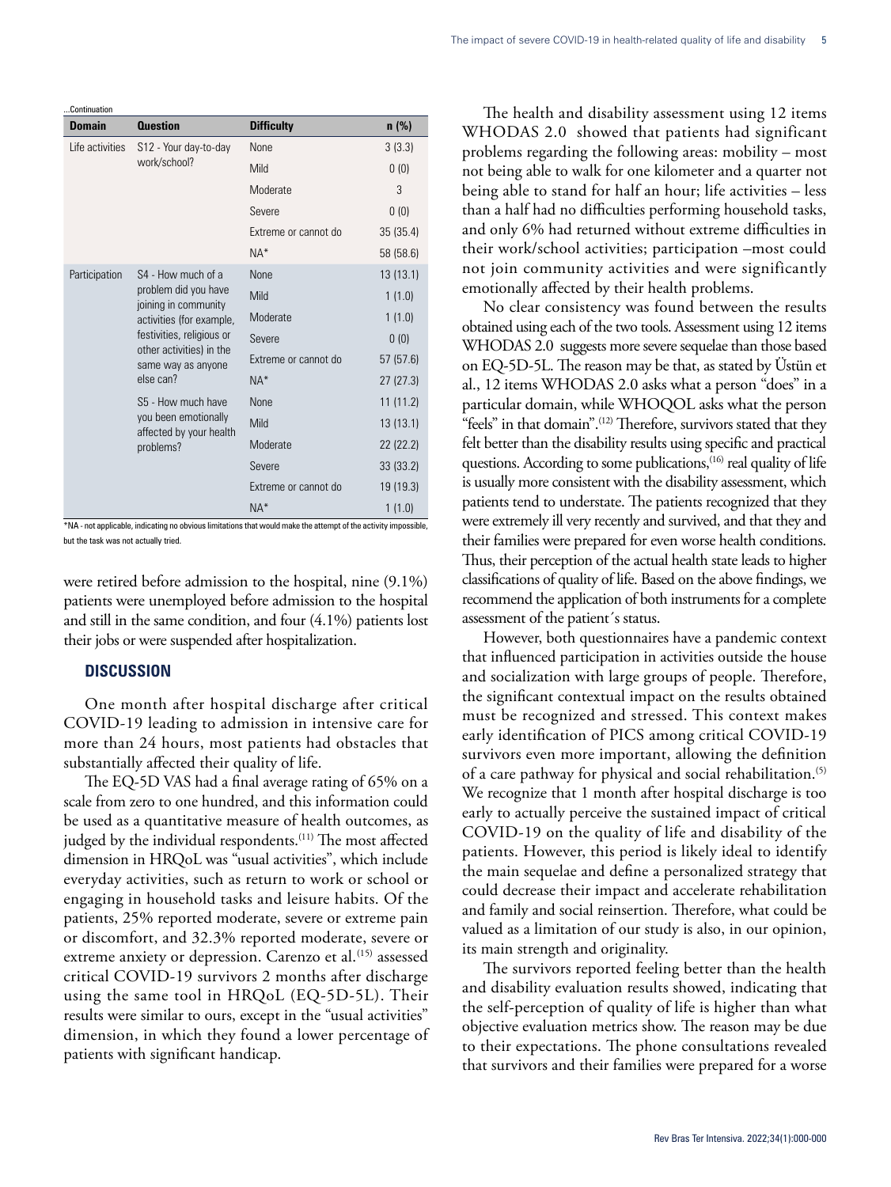...Continuation

| Domain | Question | Difficulty | n (%) |
|---|---|---|---|
| Life activities | S12 - Your day-to-day work/school? | None | 3 (3.3) |
| | | Mild | 0 (0) |
| | | Moderate | 3 |
| | | Severe | 0 (0) |
| | | Extreme or cannot do | 35 (35.4) |
| | | NA* | 58 (58.6) |
| Participation | S4 - How much of a problem did you have joining in community activities (for example, festivities, religious or other activities) in the same way as anyone else can? | None | 13 (13.1) |
| | | Mild | 1 (1.0) |
| | | Moderate | 1 (1.0) |
| | | Severe | 0 (0) |
| | | Extreme or cannot do | 57 (57.6) |
| | | NA* | 27 (27.3) |
| | S5 - How much have you been emotionally affected by your health problems? | None | 11 (11.2) |
| | | Mild | 13 (13.1) |
| | | Moderate | 22 (22.2) |
| | | Severe | 33 (33.2) |
| | | Extreme or cannot do | 19 (19.3) |
| | | NA* | 1 (1.0) |

*NA - not applicable, indicating no obvious limitations that would make the attempt of the activity impossible, but the task was not actually tried.

were retired before admission to the hospital, nine (9.1%) patients were unemployed before admission to the hospital and still in the same condition, and four (4.1%) patients lost their jobs or were suspended after hospitalization.

## DISCUSSION

One month after hospital discharge after critical COVID-19 leading to admission in intensive care for more than 24 hours, most patients had obstacles that substantially affected their quality of life.

The EQ-5D VAS had a final average rating of 65% on a scale from zero to one hundred, and this information could be used as a quantitative measure of health outcomes, as judged by the individual respondents.[11] The most affected dimension in HRQoL was "usual activities", which include everyday activities, such as return to work or school or engaging in household tasks and leisure habits. Of the patients, 25% reported moderate, severe or extreme pain or discomfort, and 32.3% reported moderate, severe or extreme anxiety or depression. Carenzo et al.[15] assessed critical COVID-19 survivors 2 months after discharge using the same tool in HRQoL (EQ-5D-5L). Their results were similar to ours, except in the "usual activities" dimension, in which they found a lower percentage of patients with significant handicap.

The health and disability assessment using 12 items WHODAS 2.0 showed that patients had significant problems regarding the following areas: mobility – most not being able to walk for one kilometer and a quarter not being able to stand for half an hour; life activities – less than a half had no difficulties performing household tasks, and only 6% had returned without extreme difficulties in their work/school activities; participation –most could not join community activities and were significantly emotionally affected by their health problems.

No clear consistency was found between the results obtained using each of the two tools. Assessment using 12 items WHODAS 2.0 suggests more severe sequelae than those based on EQ-5D-5L. The reason may be that, as stated by Üstün et al., 12 items WHODAS 2.0 asks what a person "does" in a particular domain, while WHOQOL asks what the person "feels" in that domain".[12] Therefore, survivors stated that they felt better than the disability results using specific and practical questions. According to some publications,[16] real quality of life is usually more consistent with the disability assessment, which patients tend to understate. The patients recognized that they were extremely ill very recently and survived, and that they and their families were prepared for even worse health conditions. Thus, their perception of the actual health state leads to higher classifications of quality of life. Based on the above findings, we recommend the application of both instruments for a complete assessment of the patient´s status.

However, both questionnaires have a pandemic context that influenced participation in activities outside the house and socialization with large groups of people. Therefore, the significant contextual impact on the results obtained must be recognized and stressed. This context makes early identification of PICS among critical COVID-19 survivors even more important, allowing the definition of a care pathway for physical and social rehabilitation.[5] We recognize that 1 month after hospital discharge is too early to actually perceive the sustained impact of critical COVID-19 on the quality of life and disability of the patients. However, this period is likely ideal to identify the main sequelae and define a personalized strategy that could decrease their impact and accelerate rehabilitation and family and social reinsertion. Therefore, what could be valued as a limitation of our study is also, in our opinion, its main strength and originality.

The survivors reported feeling better than the health and disability evaluation results showed, indicating that the self-perception of quality of life is higher than what objective evaluation metrics show. The reason may be due to their expectations. The phone consultations revealed that survivors and their families were prepared for a worse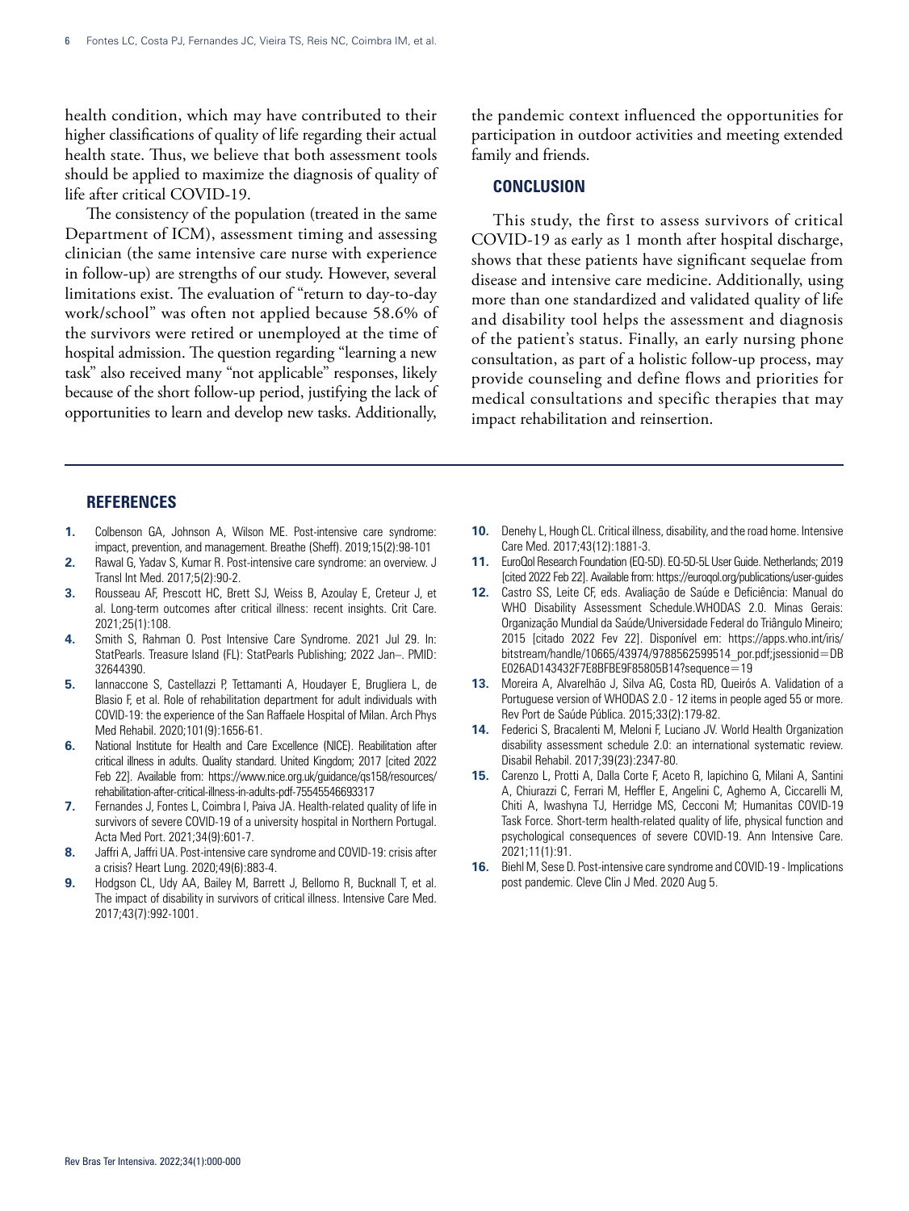health condition, which may have contributed to their higher classifications of quality of life regarding their actual health state. Thus, we believe that both assessment tools should be applied to maximize the diagnosis of quality of life after critical COVID-19.

The consistency of the population (treated in the same Department of ICM), assessment timing and assessing clinician (the same intensive care nurse with experience in follow-up) are strengths of our study. However, several limitations exist. The evaluation of "return to day-to-day work/school" was often not applied because 58.6% of the survivors were retired or unemployed at the time of hospital admission. The question regarding "learning a new task" also received many "not applicable" responses, likely because of the short follow-up period, justifying the lack of opportunities to learn and develop new tasks. Additionally, the pandemic context influenced the opportunities for participation in outdoor activities and meeting extended family and friends.

## CONCLUSION

This study, the first to assess survivors of critical COVID-19 as early as 1 month after hospital discharge, shows that these patients have significant sequelae from disease and intensive care medicine. Additionally, using more than one standardized and validated quality of life and disability tool helps the assessment and diagnosis of the patient's status. Finally, an early nursing phone consultation, as part of a holistic follow-up process, may provide counseling and define flows and priorities for medical consultations and specific therapies that may impact rehabilitation and reinsertion.

## REFERENCES

1. Colbenson GA, Johnson A, Wilson ME. Post-intensive care syndrome: impact, prevention, and management. Breathe (Sheff). 2019;15(2):98-101
2. Rawal G, Yadav S, Kumar R. Post-intensive care syndrome: an overview. J Transl Int Med. 2017;5(2):90-2.
3. Rousseau AF, Prescott HC, Brett SJ, Weiss B, Azoulay E, Creteur J, et al. Long-term outcomes after critical illness: recent insights. Crit Care. 2021;25(1):108.
4. Smith S, Rahman O. Post Intensive Care Syndrome. 2021 Jul 29. In: StatPearls. Treasure Island (FL): StatPearls Publishing; 2022 Jan–. PMID: 32644390.
5. Iannaccone S, Castellazzi P, Tettamanti A, Houdayer E, Brugliera L, de Blasio F, et al. Role of rehabilitation department for adult individuals with COVID-19: the experience of the San Raffaele Hospital of Milan. Arch Phys Med Rehabil. 2020;101(9):1656-61.
6. National Institute for Health and Care Excellence (NICE). Reabilitation after critical illness in adults. Quality standard. United Kingdom; 2017 [cited 2022 Feb 22]. Available from: https://www.nice.org.uk/guidance/qs158/resources/rehabilitation-after-critical-illness-in-adults-pdf-75545546693317
7. Fernandes J, Fontes L, Coimbra I, Paiva JA. Health-related quality of life in survivors of severe COVID-19 of a university hospital in Northern Portugal. Acta Med Port. 2021;34(9):601-7.
8. Jaffri A, Jaffri UA. Post-intensive care syndrome and COVID-19: crisis after a crisis? Heart Lung. 2020;49(6):883-4.
9. Hodgson CL, Udy AA, Bailey M, Barrett J, Bellomo R, Bucknall T, et al. The impact of disability in survivors of critical illness. Intensive Care Med. 2017;43(7):992-1001.
10. Denehy L, Hough CL. Critical illness, disability, and the road home. Intensive Care Med. 2017;43(12):1881-3.
11. EuroQol Research Foundation (EQ-5D). EQ-5D-5L User Guide. Netherlands; 2019 [cited 2022 Feb 22]. Available from: https://euroqol.org/publications/user-guides
12. Castro SS, Leite CF, eds. Avaliação de Saúde e Deficiência: Manual do WHO Disability Assessment Schedule.WHODAS 2.0. Minas Gerais: Organização Mundial da Saúde/Universidade Federal do Triângulo Mineiro; 2015 [citado 2022 Fev 22]. Disponível em: https://apps.who.int/iris/bitstream/handle/10665/43974/9788562599514_por.pdf;jsessionid=DBE026AD143432F7E8BFBE9F85805B14?sequence=19
13. Moreira A, Alvarelhão J, Silva AG, Costa RD, Queirós A. Validation of a Portuguese version of WHODAS 2.0 - 12 items in people aged 55 or more. Rev Port de Saúde Pública. 2015;33(2):179-82.
14. Federici S, Bracalenti M, Meloni F, Luciano JV. World Health Organization disability assessment schedule 2.0: an international systematic review. Disabil Rehabil. 2017;39(23):2347-80.
15. Carenzo L, Protti A, Dalla Corte F, Aceto R, Iapichino G, Milani A, Santini A, Chiurazzi C, Ferrari M, Heffler E, Angelini C, Aghemo A, Ciccarelli M, Chiti A, Iwashyna TJ, Herridge MS, Cecconi M; Humanitas COVID-19 Task Force. Short-term health-related quality of life, physical function and psychological consequences of severe COVID-19. Ann Intensive Care. 2021;11(1):91.
16. Biehl M, Sese D. Post-intensive care syndrome and COVID-19 - Implications post pandemic. Cleve Clin J Med. 2020 Aug 5.